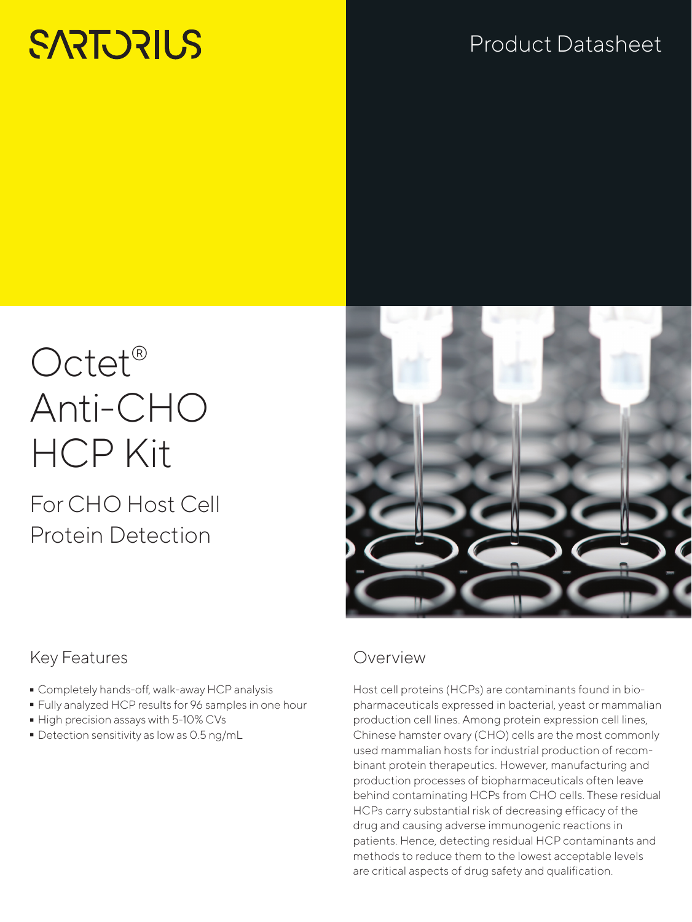SARTORIUS

Product Datasheet

# Octet® Anti-CHO HCP Kit

## For CHO Host Cell Protein Detection

## Key Features

- Completely hands-off, walk-away HCP analysis
- Fully analyzed HCP results for 96 samples in one hour
- High precision assays with 5-10% CVs
- Detection sensitivity as low as 0.5 ng/mL

## Overview

Host cell proteins (HCPs) are contaminants found in biopharmaceuticals expressed in bacterial, yeast or mammalian production cell lines. Among protein expression cell lines, Chinese hamster ovary (CHO) cells are the most commonly used mammalian hosts for industrial production of recombinant protein therapeutics. However, manufacturing and production processes of biopharmaceuticals often leave behind contaminating HCPs from CHO cells. These residual HCPs carry substantial risk of decreasing efficacy of the drug and causing adverse immunogenic reactions in patients. Hence, detecting residual HCP contaminants and methods to reduce them to the lowest acceptable levels are critical aspects of drug safety and qualification.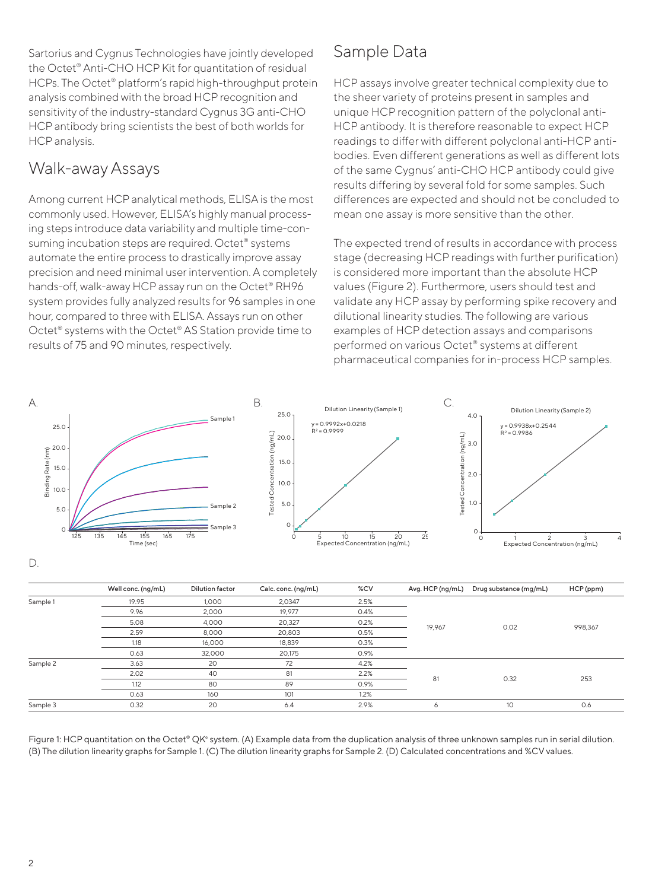Sartorius and Cygnus Technologies have jointly developed the Octet® Anti-CHO HCP Kit for quantitation of residual HCPs. The Octet® platform's rapid high-throughput protein analysis combined with the broad HCP recognition and sensitivity of the industry-standard Cygnus 3G anti-CHO HCP antibody bring scientists the best of both worlds for HCP analysis.

## Walk-away Assays

Among current HCP analytical methods, ELISA is the most commonly used. However, ELISA's highly manual processing steps introduce data variability and multiple time-consuming incubation steps are required. Octet® systems automate the entire process to drastically improve assay precision and need minimal user intervention. A completely hands-off, walk-away HCP assay run on the Octet® RH96 system provides fully analyzed results for 96 samples in one hour, compared to three with ELISA. Assays run on other Octet® systems with the Octet® AS Station provide time to results of 75 and 90 minutes, respectively.

## Sample Data

HCP assays involve greater technical complexity due to the sheer variety of proteins present in samples and unique HCP recognition pattern of the polyclonal anti-HCP antibody. It is therefore reasonable to expect HCP readings to differ with different polyclonal anti-HCP antibodies. Even different generations as well as different lots of the same Cygnus' anti-CHO HCP antibody could give results differing by several fold for some samples. Such differences are expected and should not be concluded to mean one assay is more sensitive than the other.

The expected trend of results in accordance with process stage (decreasing HCP readings with further purification) is considered more important than the absolute HCP values (Figure 2). Furthermore, users should test and validate any HCP assay by performing spike recovery and dilutional linearity studies. The following are various examples of HCP detection assays and comparisons performed on various Octet® systems at different pharmaceutical companies for in-process HCP samples.

A.

B. Dilution Linearity (Sample 1): $y = 0.9992x + 0.0218$, $R^2 = 0.9999$

C. Dilution Linearity (Sample 2): $y = 0.9938x + 0.2544$, $R^2 = 0.9986$

D.

| | Well conc. (ng/mL) | Dilution factor | Calc. conc. (ng/mL) | %CV | Avg. HCP (ng/mL) | Drug substance (mg/mL) | HCP (ppm) |
|---|---|---|---|---|---|---|---|
| Sample 1 | 19.95 | 1,000 | 2,0347 | 2.5% | 19,967 | 0.02 | 998,367 |
| | 9.96 | 2,000 | 19,977 | 0.4% | | | |
| | 5.08 | 4,000 | 20,327 | 0.2% | | | |
| | 2.59 | 8,000 | 20,803 | 0.5% | | | |
| | 1.18 | 16,000 | 18,839 | 0.3% | | | |
| | 0.63 | 32,000 | 20,175 | 0.9% | | | |
| Sample 2 | 3.63 | 20 | 72 | 4.2% | 81 | 0.32 | 253 |
| | 2.02 | 40 | 81 | 2.2% | | | |
| | 1.12 | 80 | 89 | 0.9% | | | |
| | 0.63 | 160 | 101 | 1.2% | | | |
| Sample 3 | 0.32 | 20 | 6.4 | 2.9% | 6 | 10 | 0.6 |

Figure 1: HCP quantitation on the Octet® QK® system. (A) Example data from the duplication analysis of three unknown samples run in serial dilution. (B) The dilution linearity graphs for Sample 1. (C) The dilution linearity graphs for Sample 2. (D) Calculated concentrations and %CV values.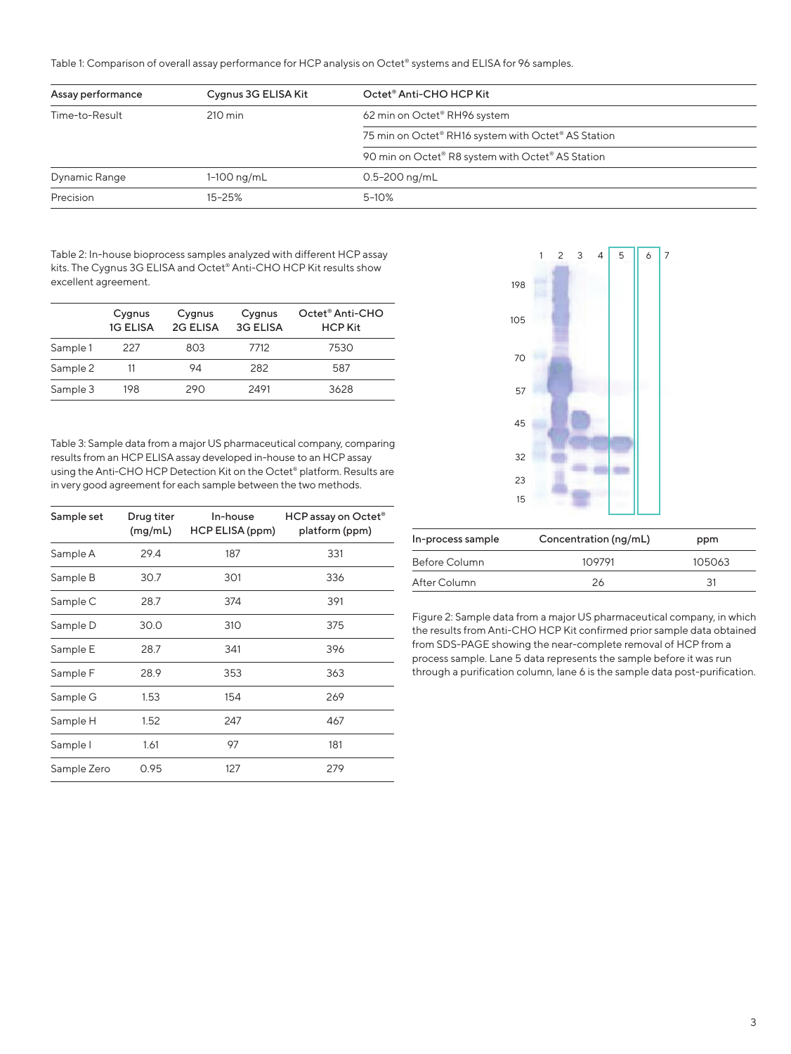Table 1: Comparison of overall assay performance for HCP analysis on Octet® systems and ELISA for 96 samples.

| Assay performance | Cygnus 3G ELISA Kit | Octet® Anti-CHO HCP Kit |
|---|---|---|
| Time-to-Result | 210 min | 62 min on Octet® RH96 system |
| | | 75 min on Octet® RH16 system with Octet® AS Station |
| | | 90 min on Octet® R8 system with Octet® AS Station |
| Dynamic Range | 1–100 ng/mL | 0.5–200 ng/mL |
| Precision | 15–25% | 5–10% |

Table 2: In-house bioprocess samples analyzed with different HCP assay kits. The Cygnus 3G ELISA and Octet® Anti-CHO HCP Kit results show excellent agreement.

| | Cygnus 1G ELISA | Cygnus 2G ELISA | Cygnus 3G ELISA | Octet® Anti-CHO HCP Kit |
|---|---|---|---|---|
| Sample 1 | 227 | 803 | 7712 | 7530 |
| Sample 2 | 11 | 94 | 282 | 587 |
| Sample 3 | 198 | 290 | 2491 | 3628 |

Table 3: Sample data from a major US pharmaceutical company, comparing results from an HCP ELISA assay developed in-house to an HCP assay using the Anti-CHO HCP Detection Kit on the Octet® platform. Results are in very good agreement for each sample between the two methods.

| Sample set | Drug titer (mg/mL) | In-house HCP ELISA (ppm) | HCP assay on Octet® platform (ppm) |
|---|---|---|---|
| Sample A | 29.4 | 187 | 331 |
| Sample B | 30.7 | 301 | 336 |
| Sample C | 28.7 | 374 | 391 |
| Sample D | 30.0 | 310 | 375 |
| Sample E | 28.7 | 341 | 396 |
| Sample F | 28.9 | 353 | 363 |
| Sample G | 1.53 | 154 | 269 |
| Sample H | 1.52 | 247 | 467 |
| Sample I | 1.61 | 97 | 181 |
| Sample Zero | 0.95 | 127 | 279 |

| In-process sample | Concentration (ng/mL) | ppm |
|---|---|---|
| Before Column | 109791 | 105063 |
| After Column | 26 | 31 |

Figure 2: Sample data from a major US pharmaceutical company, in which the results from Anti-CHO HCP Kit confirmed prior sample data obtained from SDS-PAGE showing the near-complete removal of HCP from a process sample. Lane 5 data represents the sample before it was run through a purification column, lane 6 is the sample data post-purification.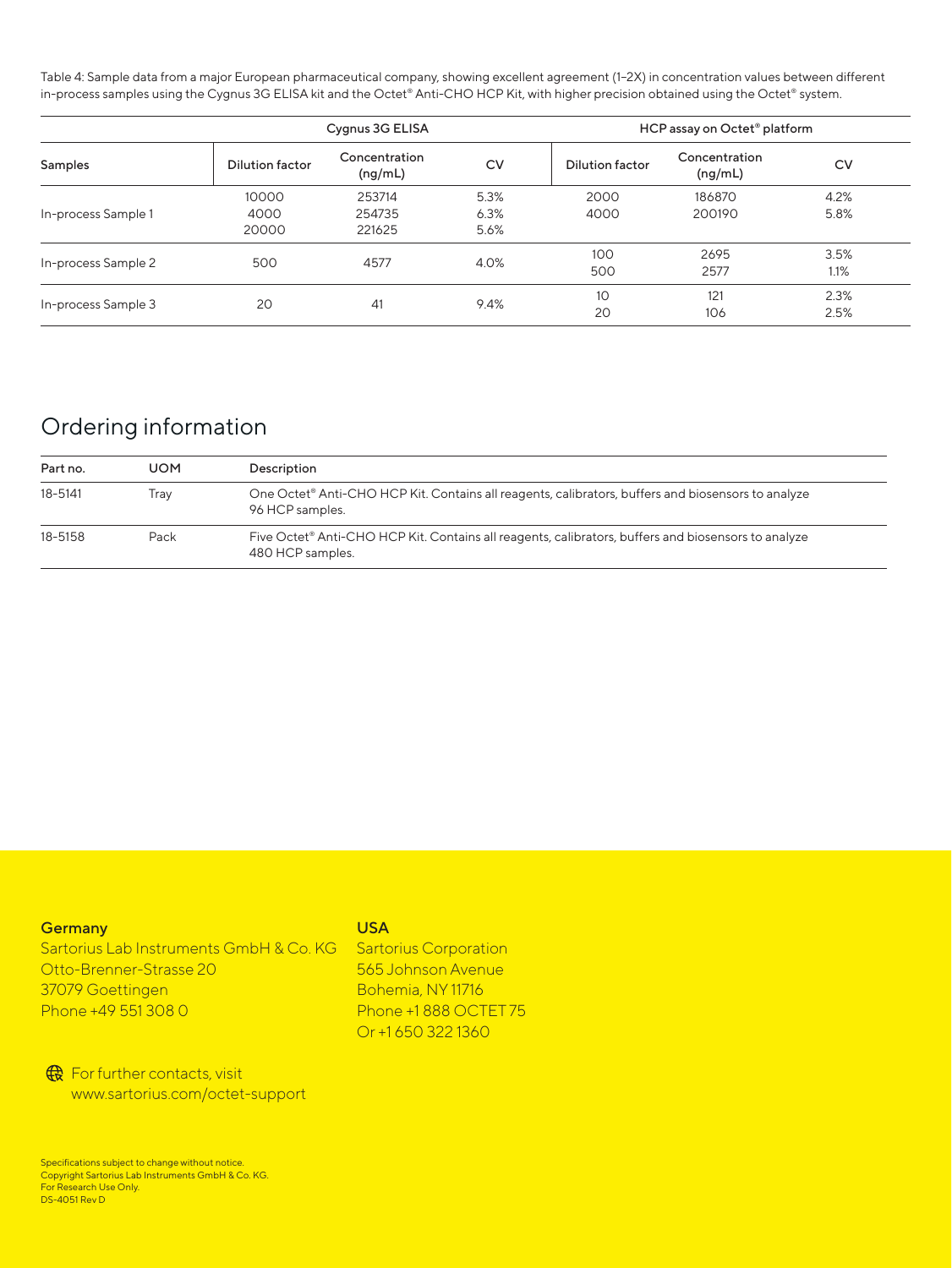Table 4: Sample data from a major European pharmaceutical company, showing excellent agreement (1–2X) in concentration values between different in-process samples using the Cygnus 3G ELISA kit and the Octet® Anti-CHO HCP Kit, with higher precision obtained using the Octet® system.

| Samples | Cygnus 3G ELISA | | | HCP assay on Octet® platform | | |
|---|---|---|---|---|---|---|
| | Dilution factor | Concentration (ng/mL) | CV | Dilution factor | Concentration (ng/mL) | CV |
| In-process Sample 1 | 10000<br>4000<br>20000 | 253714<br>254735<br>221625 | 5.3%<br>6.3%<br>5.6% | 2000<br>4000 | 186870<br>200190 | 4.2%<br>5.8% |
| In-process Sample 2 | 500 | 4577 | 4.0% | 100<br>500 | 2695<br>2577 | 3.5%<br>1.1% |
| In-process Sample 3 | 20 | 41 | 9.4% | 10<br>20 | 121<br>106 | 2.3%<br>2.5% |

## Ordering information

| Part no. | UOM | Description |
|---|---|---|
| 18-5141 | Tray | One Octet® Anti-CHO HCP Kit. Contains all reagents, calibrators, buffers and biosensors to analyze 96 HCP samples. |
| 18-5158 | Pack | Five Octet® Anti-CHO HCP Kit. Contains all reagents, calibrators, buffers and biosensors to analyze 480 HCP samples. |

**Germany**
Sartorius Lab Instruments GmbH & Co. KG
Otto-Brenner-Strasse 20
37079 Goettingen
Phone +49 551 308 0

**USA**
Sartorius Corporation
565 Johnson Avenue
Bohemia, NY 11716
Phone +1 888 OCTET 75
Or +1 650 322 1360

For further contacts, visit
www.sartorius.com/octet-support

Specifications subject to change without notice.
Copyright Sartorius Lab Instruments GmbH & Co. KG.
For Research Use Only.
DS-4051 Rev D